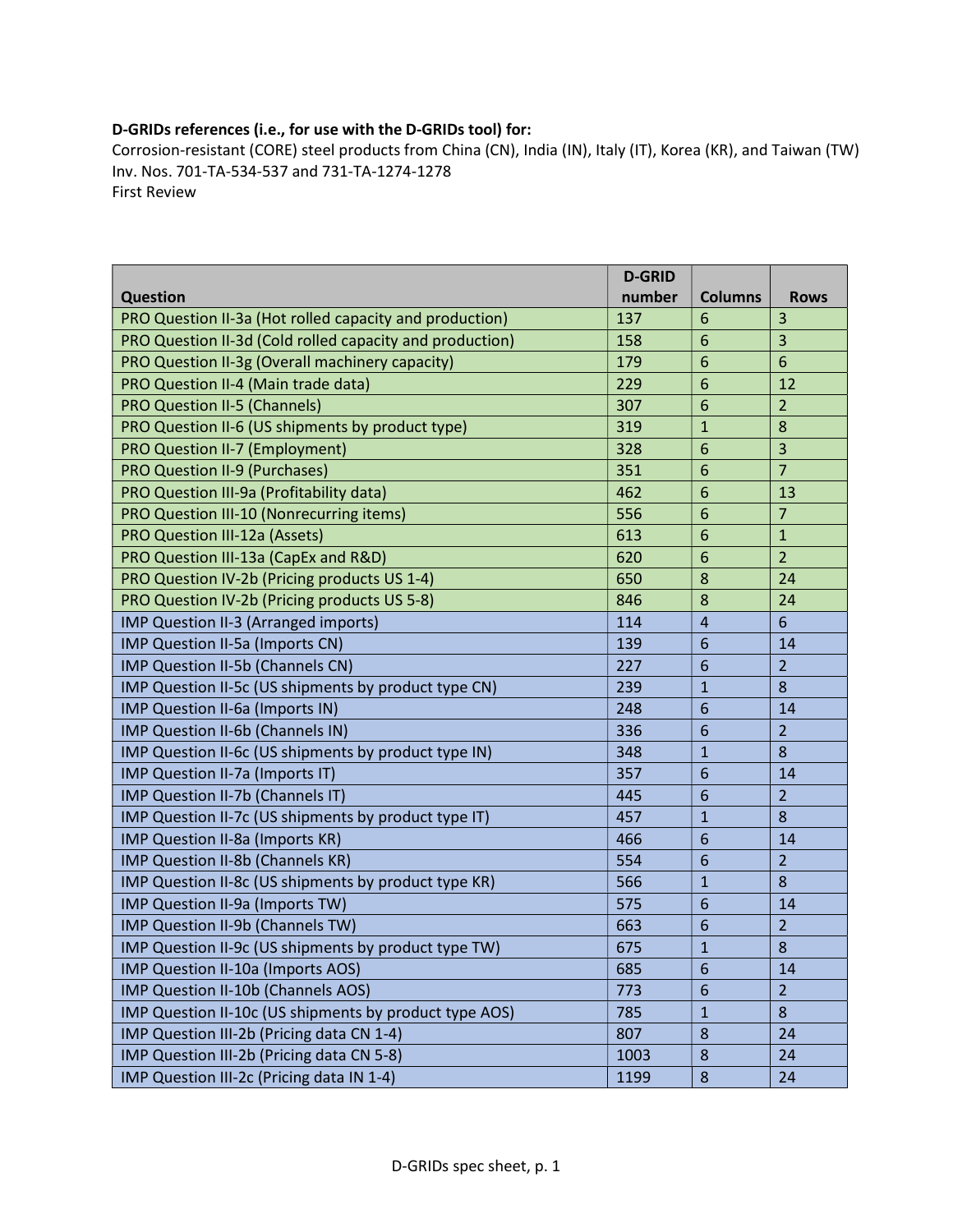**D-GRIDs references (i.e., for use with the D-GRIDs tool) for:**

Corrosion-resistant (CORE) steel products from China (CN), India (IN), Italy (IT), Korea (KR), and Taiwan (TW)
Inv. Nos. 701-TA-534-537 and 731-TA-1274-1278
First Review

| Question | D-GRID number | Columns | Rows |
|---|---|---|---|
| PRO Question II-3a (Hot rolled capacity and production) | 137 | 6 | 3 |
| PRO Question II-3d (Cold rolled capacity and production) | 158 | 6 | 3 |
| PRO Question II-3g (Overall machinery capacity) | 179 | 6 | 6 |
| PRO Question II-4 (Main trade data) | 229 | 6 | 12 |
| PRO Question II-5 (Channels) | 307 | 6 | 2 |
| PRO Question II-6 (US shipments by product type) | 319 | 1 | 8 |
| PRO Question II-7 (Employment) | 328 | 6 | 3 |
| PRO Question II-9 (Purchases) | 351 | 6 | 7 |
| PRO Question III-9a (Profitability data) | 462 | 6 | 13 |
| PRO Question III-10 (Nonrecurring items) | 556 | 6 | 7 |
| PRO Question III-12a (Assets) | 613 | 6 | 1 |
| PRO Question III-13a (CapEx and R&D) | 620 | 6 | 2 |
| PRO Question IV-2b (Pricing products US 1-4) | 650 | 8 | 24 |
| PRO Question IV-2b (Pricing products US 5-8) | 846 | 8 | 24 |
| IMP Question II-3 (Arranged imports) | 114 | 4 | 6 |
| IMP Question II-5a (Imports CN) | 139 | 6 | 14 |
| IMP Question II-5b (Channels CN) | 227 | 6 | 2 |
| IMP Question II-5c (US shipments by product type CN) | 239 | 1 | 8 |
| IMP Question II-6a (Imports IN) | 248 | 6 | 14 |
| IMP Question II-6b (Channels IN) | 336 | 6 | 2 |
| IMP Question II-6c (US shipments by product type IN) | 348 | 1 | 8 |
| IMP Question II-7a (Imports IT) | 357 | 6 | 14 |
| IMP Question II-7b (Channels IT) | 445 | 6 | 2 |
| IMP Question II-7c (US shipments by product type IT) | 457 | 1 | 8 |
| IMP Question II-8a (Imports KR) | 466 | 6 | 14 |
| IMP Question II-8b (Channels KR) | 554 | 6 | 2 |
| IMP Question II-8c (US shipments by product type KR) | 566 | 1 | 8 |
| IMP Question II-9a (Imports TW) | 575 | 6 | 14 |
| IMP Question II-9b (Channels TW) | 663 | 6 | 2 |
| IMP Question II-9c (US shipments by product type TW) | 675 | 1 | 8 |
| IMP Question II-10a (Imports AOS) | 685 | 6 | 14 |
| IMP Question II-10b (Channels AOS) | 773 | 6 | 2 |
| IMP Question II-10c (US shipments by product type AOS) | 785 | 1 | 8 |
| IMP Question III-2b (Pricing data CN 1-4) | 807 | 8 | 24 |
| IMP Question III-2b (Pricing data CN 5-8) | 1003 | 8 | 24 |
| IMP Question III-2c (Pricing data IN 1-4) | 1199 | 8 | 24 |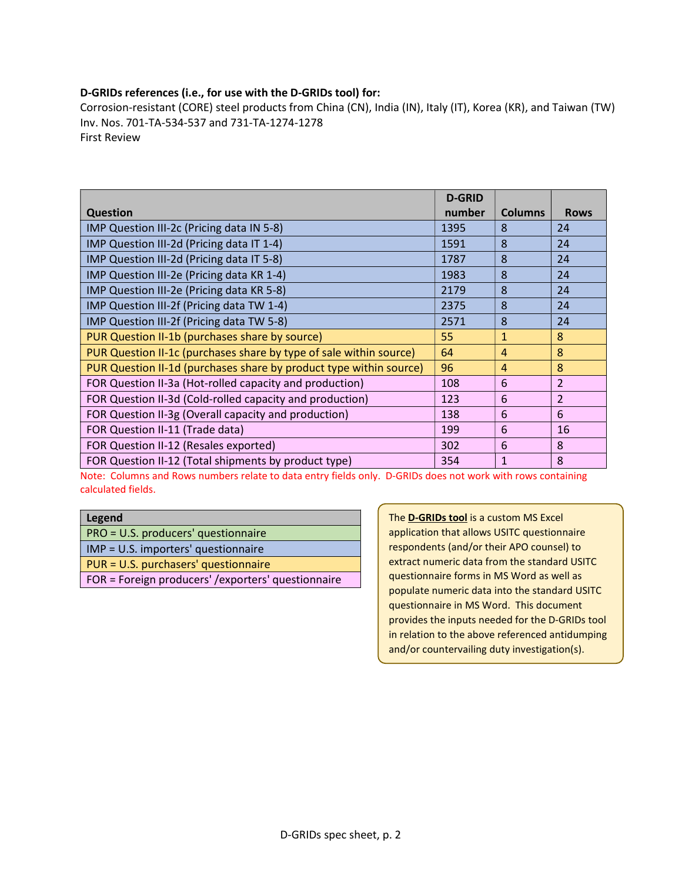**D-GRIDs references (i.e., for use with the D-GRIDs tool) for:**
Corrosion-resistant (CORE) steel products from China (CN), India (IN), Italy (IT), Korea (KR), and Taiwan (TW)
Inv. Nos. 701-TA-534-537 and 731-TA-1274-1278
First Review

| Question | D-GRID number | Columns | Rows |
|---|---|---|---|
| IMP Question III-2c (Pricing data IN 5-8) | 1395 | 8 | 24 |
| IMP Question III-2d (Pricing data IT 1-4) | 1591 | 8 | 24 |
| IMP Question III-2d (Pricing data IT 5-8) | 1787 | 8 | 24 |
| IMP Question III-2e (Pricing data KR 1-4) | 1983 | 8 | 24 |
| IMP Question III-2e (Pricing data KR 5-8) | 2179 | 8 | 24 |
| IMP Question III-2f (Pricing data TW 1-4) | 2375 | 8 | 24 |
| IMP Question III-2f (Pricing data TW 5-8) | 2571 | 8 | 24 |
| PUR Question II-1b (purchases share by source) | 55 | 1 | 8 |
| PUR Question II-1c (purchases share by type of sale within source) | 64 | 4 | 8 |
| PUR Question II-1d (purchases share by product type within source) | 96 | 4 | 8 |
| FOR Question II-3a (Hot-rolled capacity and production) | 108 | 6 | 2 |
| FOR Question II-3d (Cold-rolled capacity and production) | 123 | 6 | 2 |
| FOR Question II-3g (Overall capacity and production) | 138 | 6 | 6 |
| FOR Question II-11 (Trade data) | 199 | 6 | 16 |
| FOR Question II-12 (Resales exported) | 302 | 6 | 8 |
| FOR Question II-12 (Total shipments by product type) | 354 | 1 | 8 |

Note: Columns and Rows numbers relate to data entry fields only. D-GRIDs does not work with rows containing calculated fields.

| Legend |
|---|
| PRO = U.S. producers' questionnaire |
| IMP = U.S. importers' questionnaire |
| PUR = U.S. purchasers' questionnaire |
| FOR = Foreign producers' /exporters' questionnaire |

The **D-GRIDs tool** is a custom MS Excel application that allows USITC questionnaire respondents (and/or their APO counsel) to extract numeric data from the standard USITC questionnaire forms in MS Word as well as populate numeric data into the standard USITC questionnaire in MS Word. This document provides the inputs needed for the D-GRIDs tool in relation to the above referenced antidumping and/or countervailing duty investigation(s).

D-GRIDs spec sheet, p. 2